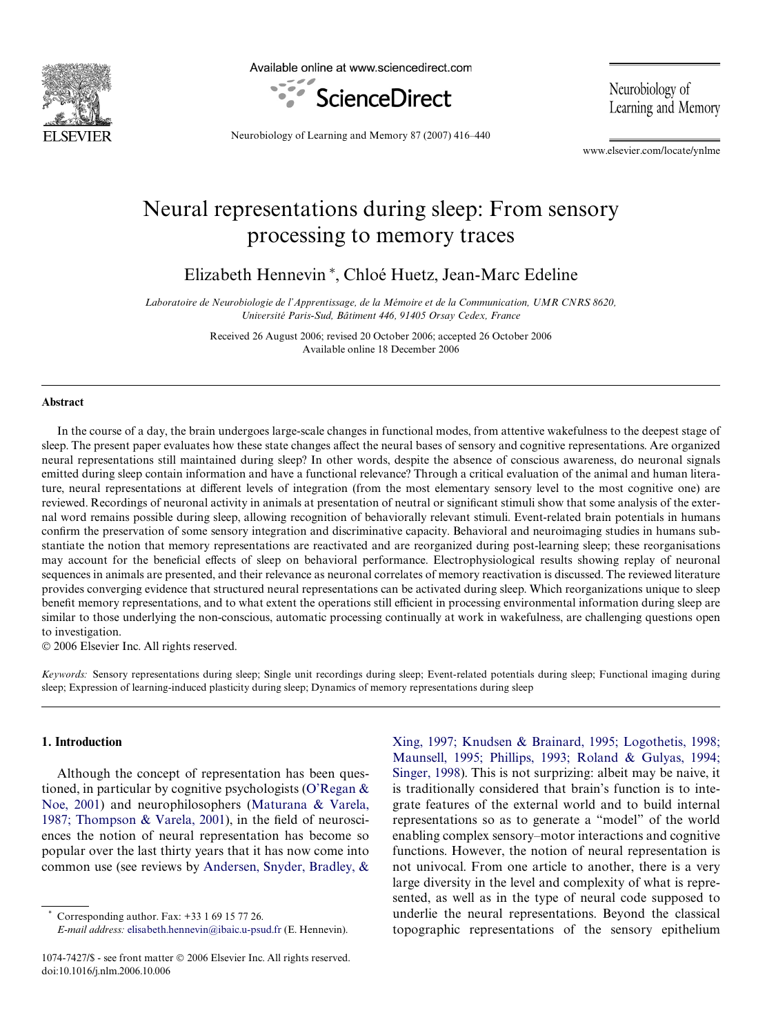# Neural representations during sleep: From sensory processing to memory traces

Elizabeth Hennevin *, Chloé Huetz, Jean-Marc Edeline

*Laboratoire de Neurobiologie de l'Apprentissage, de la Mémoire et de la Communication, UMR CNRS 8620, Université Paris-Sud, Bâtiment 446, 91405 Orsay Cedex, France*

Received 26 August 2006; revised 20 October 2006; accepted 26 October 2006
Available online 18 December 2006

## Abstract

In the course of a day, the brain undergoes large-scale changes in functional modes, from attentive wakefulness to the deepest stage of sleep. The present paper evaluates how these state changes affect the neural bases of sensory and cognitive representations. Are organized neural representations still maintained during sleep? In other words, despite the absence of conscious awareness, do neuronal signals emitted during sleep contain information and have a functional relevance? Through a critical evaluation of the animal and human literature, neural representations at different levels of integration (from the most elementary sensory level to the most cognitive one) are reviewed. Recordings of neuronal activity in animals at presentation of neutral or significant stimuli show that some analysis of the external word remains possible during sleep, allowing recognition of behaviorally relevant stimuli. Event-related brain potentials in humans confirm the preservation of some sensory integration and discriminative capacity. Behavioral and neuroimaging studies in humans substantiate the notion that memory representations are reactivated and are reorganized during post-learning sleep; these reorganisations may account for the beneficial effects of sleep on behavioral performance. Electrophysiological results showing replay of neuronal sequences in animals are presented, and their relevance as neuronal correlates of memory reactivation is discussed. The reviewed literature provides converging evidence that structured neural representations can be activated during sleep. Which reorganizations unique to sleep benefit memory representations, and to what extent the operations still efficient in processing environmental information during sleep are similar to those underlying the non-conscious, automatic processing continually at work in wakefulness, are challenging questions open to investigation.

© 2006 Elsevier Inc. All rights reserved.

*Keywords:* Sensory representations during sleep; Single unit recordings during sleep; Event-related potentials during sleep; Functional imaging during sleep; Expression of learning-induced plasticity during sleep; Dynamics of memory representations during sleep

## 1. Introduction

Although the concept of representation has been questioned, in particular by cognitive psychologists (O'Regan & Noe, 2001) and neurophilosophers (Maturana & Varela, 1987; Thompson & Varela, 2001), in the field of neurosciences the notion of neural representation has become so popular over the last thirty years that it has now come into common use (see reviews by Andersen, Snyder, Bradley, & Xing, 1997; Knudsen & Brainard, 1995; Logothetis, 1998; Maunsell, 1995; Phillips, 1993; Roland & Gulyas, 1994; Singer, 1998). This is not surprizing: albeit may be naive, it is traditionally considered that brain's function is to integrate features of the external world and to build internal representations so as to generate a "model" of the world enabling complex sensory–motor interactions and cognitive functions. However, the notion of neural representation is not univocal. From one article to another, there is a very large diversity in the level and complexity of what is represented, as well as in the type of neural code supposed to underlie the neural representations. Beyond the classical topographic representations of the sensory epithelium

\* Corresponding author. Fax: +33 1 69 15 77 26.
*E-mail address:* elisabeth.hennevin@ibaic.u-psud.fr (E. Hennevin).

1074-7427/$ - see front matter © 2006 Elsevier Inc. All rights reserved.
doi:10.1016/j.nlm.2006.10.006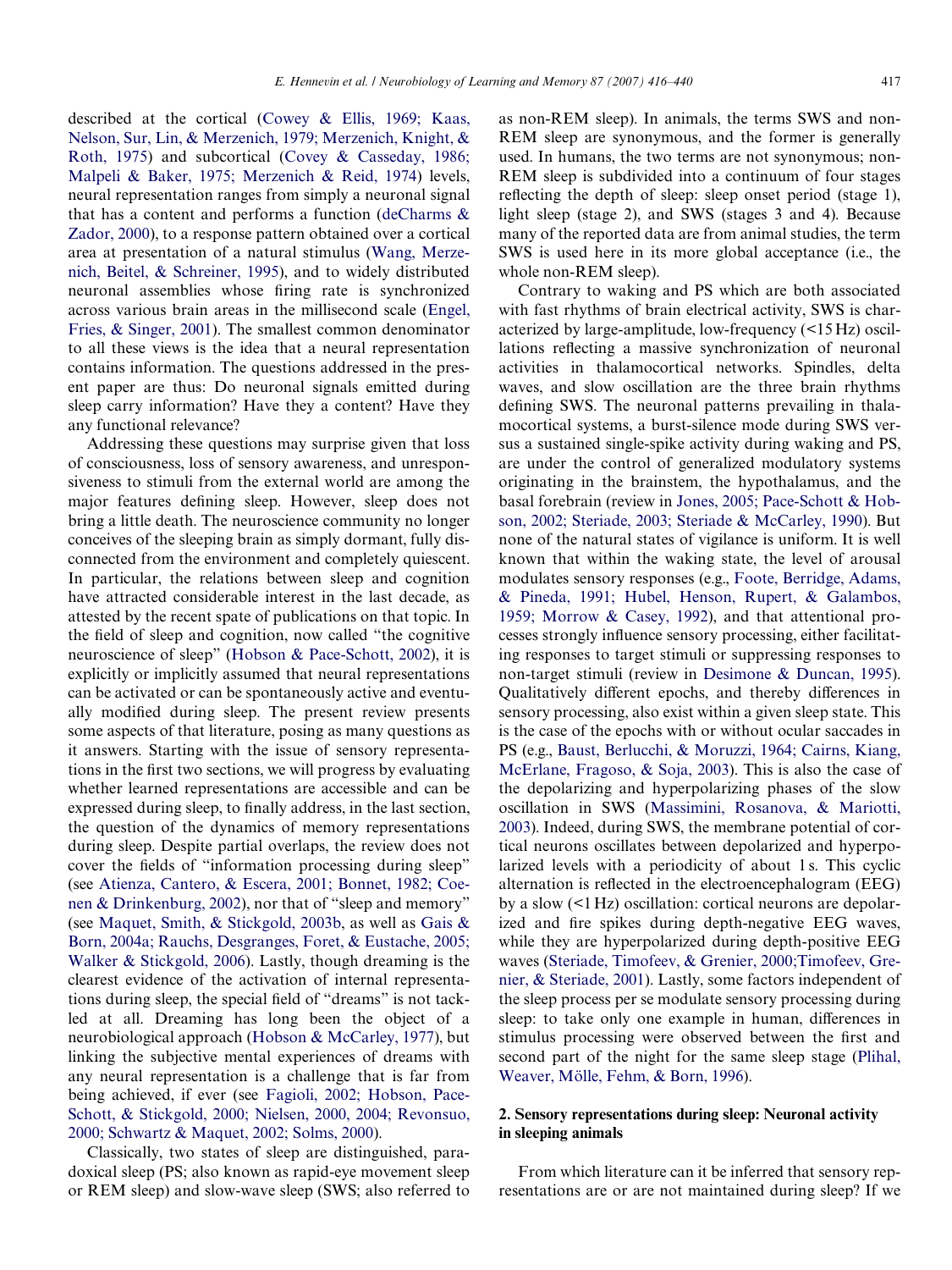described at the cortical (Cowey & Ellis, 1969; Kaas, Nelson, Sur, Lin, & Merzenich, 1979; Merzenich, Knight, & Roth, 1975) and subcortical (Covey & Casseday, 1986; Malpeli & Baker, 1975; Merzenich & Reid, 1974) levels, neural representation ranges from simply a neuronal signal that has a content and performs a function (deCharms & Zador, 2000), to a response pattern obtained over a cortical area at presentation of a natural stimulus (Wang, Merzenich, Beitel, & Schreiner, 1995), and to widely distributed neuronal assemblies whose firing rate is synchronized across various brain areas in the millisecond scale (Engel, Fries, & Singer, 2001). The smallest common denominator to all these views is the idea that a neural representation contains information. The questions addressed in the present paper are thus: Do neuronal signals emitted during sleep carry information? Have they a content? Have they any functional relevance?

Addressing these questions may surprise given that loss of consciousness, loss of sensory awareness, and unresponsiveness to stimuli from the external world are among the major features defining sleep. However, sleep does not bring a little death. The neuroscience community no longer conceives of the sleeping brain as simply dormant, fully disconnected from the environment and completely quiescent. In particular, the relations between sleep and cognition have attracted considerable interest in the last decade, as attested by the recent spate of publications on that topic. In the field of sleep and cognition, now called "the cognitive neuroscience of sleep" (Hobson & Pace-Schott, 2002), it is explicitly or implicitly assumed that neural representations can be activated or can be spontaneously active and eventually modified during sleep. The present review presents some aspects of that literature, posing as many questions as it answers. Starting with the issue of sensory representations in the first two sections, we will progress by evaluating whether learned representations are accessible and can be expressed during sleep, to finally address, in the last section, the question of the dynamics of memory representations during sleep. Despite partial overlaps, the review does not cover the fields of "information processing during sleep" (see Atienza, Cantero, & Escera, 2001; Bonnet, 1982; Coenen & Drinkenburg, 2002), nor that of "sleep and memory" (see Maquet, Smith, & Stickgold, 2003b, as well as Gais & Born, 2004a; Rauchs, Desgranges, Foret, & Eustache, 2005; Walker & Stickgold, 2006). Lastly, though dreaming is the clearest evidence of the activation of internal representations during sleep, the special field of "dreams" is not tackled at all. Dreaming has long been the object of a neurobiological approach (Hobson & McCarley, 1977), but linking the subjective mental experiences of dreams with any neural representation is a challenge that is far from being achieved, if ever (see Fagioli, 2002; Hobson, Pace-Schott, & Stickgold, 2000; Nielsen, 2000, 2004; Revonsuo, 2000; Schwartz & Maquet, 2002; Solms, 2000).

Classically, two states of sleep are distinguished, paradoxical sleep (PS; also known as rapid-eye movement sleep or REM sleep) and slow-wave sleep (SWS; also referred to as non-REM sleep). In animals, the terms SWS and non-REM sleep are synonymous, and the former is generally used. In humans, the two terms are not synonymous; non-REM sleep is subdivided into a continuum of four stages reflecting the depth of sleep: sleep onset period (stage 1), light sleep (stage 2), and SWS (stages 3 and 4). Because many of the reported data are from animal studies, the term SWS is used here in its more global acceptance (i.e., the whole non-REM sleep).

Contrary to waking and PS which are both associated with fast rhythms of brain electrical activity, SWS is characterized by large-amplitude, low-frequency (<15 Hz) oscillations reflecting a massive synchronization of neuronal activities in thalamocortical networks. Spindles, delta waves, and slow oscillation are the three brain rhythms defining SWS. The neuronal patterns prevailing in thalamocortical systems, a burst-silence mode during SWS versus a sustained single-spike activity during waking and PS, are under the control of generalized modulatory systems originating in the brainstem, the hypothalamus, and the basal forebrain (review in Jones, 2005; Pace-Schott & Hobson, 2002; Steriade, 2003; Steriade & McCarley, 1990). But none of the natural states of vigilance is uniform. It is well known that within the waking state, the level of arousal modulates sensory responses (e.g., Foote, Berridge, Adams, & Pineda, 1991; Hubel, Henson, Rupert, & Galambos, 1959; Morrow & Casey, 1992), and that attentional processes strongly influence sensory processing, either facilitating responses to target stimuli or suppressing responses to non-target stimuli (review in Desimone & Duncan, 1995). Qualitatively different epochs, and thereby differences in sensory processing, also exist within a given sleep state. This is the case of the epochs with or without ocular saccades in PS (e.g., Baust, Berlucchi, & Moruzzi, 1964; Cairns, Kiang, McErlane, Fragoso, & Soja, 2003). This is also the case of the depolarizing and hyperpolarizing phases of the slow oscillation in SWS (Massimini, Rosanova, & Mariotti, 2003). Indeed, during SWS, the membrane potential of cortical neurons oscillates between depolarized and hyperpolarized levels with a periodicity of about 1 s. This cyclic alternation is reflected in the electroencephalogram (EEG) by a slow (<1 Hz) oscillation: cortical neurons are depolarized and fire spikes during depth-negative EEG waves, while they are hyperpolarized during depth-positive EEG waves (Steriade, Timofeev, & Grenier, 2000;Timofeev, Grenier, & Steriade, 2001). Lastly, some factors independent of the sleep process per se modulate sensory processing during sleep: to take only one example in human, differences in stimulus processing were observed between the first and second part of the night for the same sleep stage (Plihal, Weaver, Mölle, Fehm, & Born, 1996).

## 2. Sensory representations during sleep: Neuronal activity in sleeping animals

From which literature can it be inferred that sensory representations are or are not maintained during sleep? If we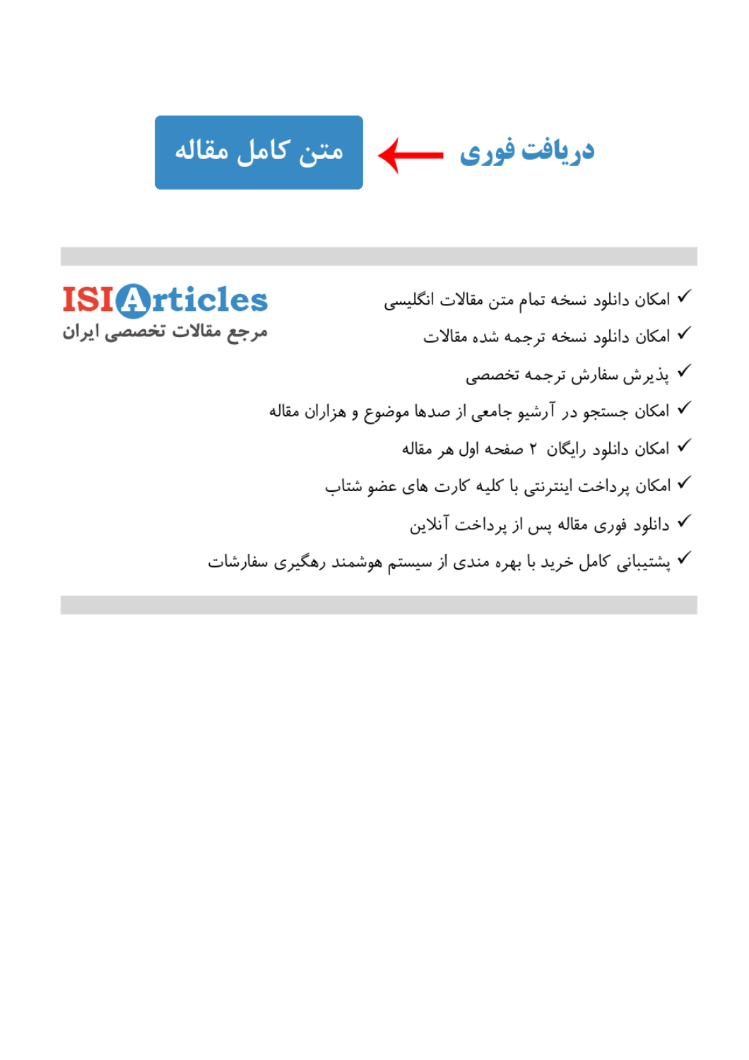دریافت فوری ← متن کامل مقاله

**ISIArticles**
مرجع مقالات تخصصی ایران

- ✓ امکان دانلود نسخه تمام متن مقالات انگلیسی
- ✓ امکان دانلود نسخه ترجمه شده مقالات
- ✓ پذیرش سفارش ترجمه تخصصی
- ✓ امکان جستجو در آرشیو جامعی از صدها موضوع و هزاران مقاله
- ✓ امکان دانلود رایگان ۲ صفحه اول هر مقاله
- ✓ امکان پرداخت اینترنتی با کلیه کارت های عضو شتاب
- ✓ دانلود فوری مقاله پس از پرداخت آنلاین
- ✓ پشتیبانی کامل خرید با بهره مندی از سیستم هوشمند رهگیری سفارشات